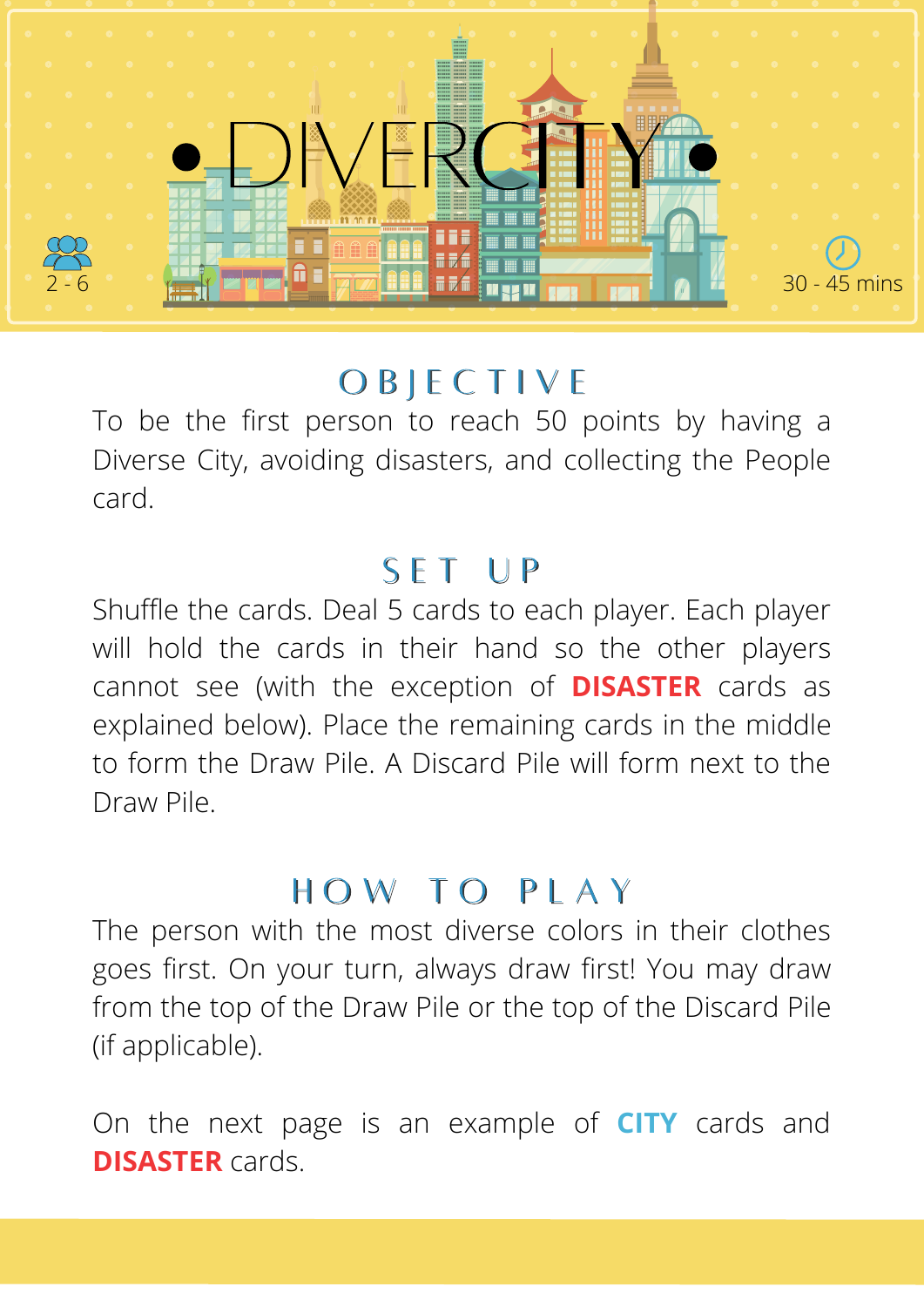# • DIVERCITY •

2 - 6

30 - 45 mins

## OBJECTIVE

To be the first person to reach 50 points by having a Diverse City, avoiding disasters, and collecting the People card.

## SET UP

Shuffle the cards. Deal 5 cards to each player. Each player will hold the cards in their hand so the other players cannot see (with the exception of **DISASTER** cards as explained below). Place the remaining cards in the middle to form the Draw Pile. A Discard Pile will form next to the Draw Pile.

## HOW TO PLAY

The person with the most diverse colors in their clothes goes first. On your turn, always draw first! You may draw from the top of the Draw Pile or the top of the Discard Pile (if applicable).

On the next page is an example of **CITY** cards and **DISASTER** cards.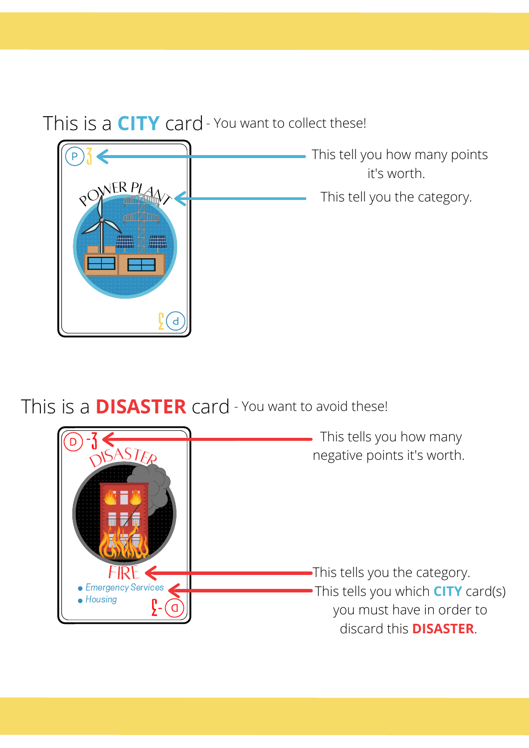## This is a **CITY** card - You want to collect these!

P 3

POWER PLANT

This tell you how many points it's worth.

This tell you the category.

## This is a **DISASTER** card - You want to avoid these!

D -3

DISASTER

FIRE

- Emergency Services
- Housing

This tells you how many negative points it's worth.

This tells you the category.

This tells you which **CITY** card(s) you must have in order to discard this **DISASTER**.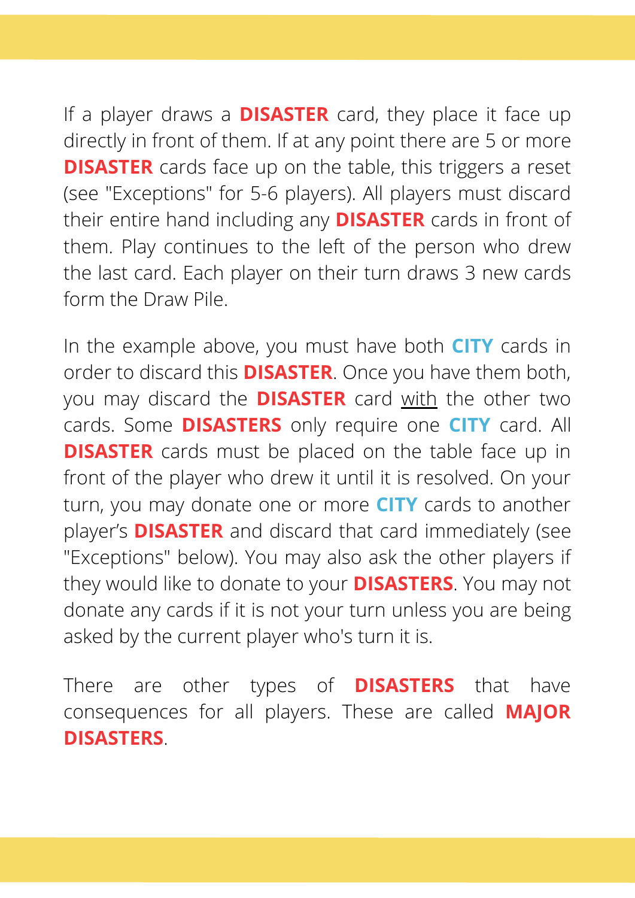If a player draws a **DISASTER** card, they place it face up directly in front of them. If at any point there are 5 or more **DISASTER** cards face up on the table, this triggers a reset (see "Exceptions" for 5-6 players). All players must discard their entire hand including any **DISASTER** cards in front of them. Play continues to the left of the person who drew the last card. Each player on their turn draws 3 new cards form the Draw Pile.

In the example above, you must have both **CITY** cards in order to discard this **DISASTER**. Once you have them both, you may discard the **DISASTER** card <u>with</u> the other two cards. Some **DISASTERS** only require one **CITY** card. All **DISASTER** cards must be placed on the table face up in front of the player who drew it until it is resolved. On your turn, you may donate one or more **CITY** cards to another player's **DISASTER** and discard that card immediately (see "Exceptions" below). You may also ask the other players if they would like to donate to your **DISASTERS**. You may not donate any cards if it is not your turn unless you are being asked by the current player who's turn it is.

There are other types of **DISASTERS** that have consequences for all players. These are called **MAJOR DISASTERS**.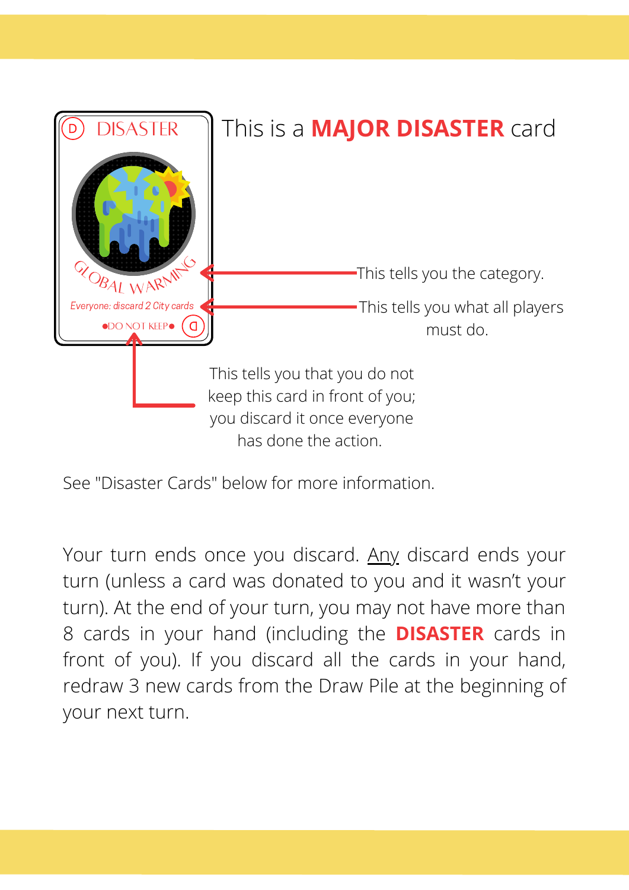This is a **MAJOR DISASTER** card

D DISASTER

GLOBAL WARMING

Everyone: discard 2 City cards

●DO NOT KEEP●

This tells you the category.

This tells you what all players must do.

This tells you that you do not keep this card in front of you; you discard it once everyone has done the action.

See "Disaster Cards" below for more information.

Your turn ends once you discard. Any discard ends your turn (unless a card was donated to you and it wasn't your turn). At the end of your turn, you may not have more than 8 cards in your hand (including the **DISASTER** cards in front of you). If you discard all the cards in your hand, redraw 3 new cards from the Draw Pile at the beginning of your next turn.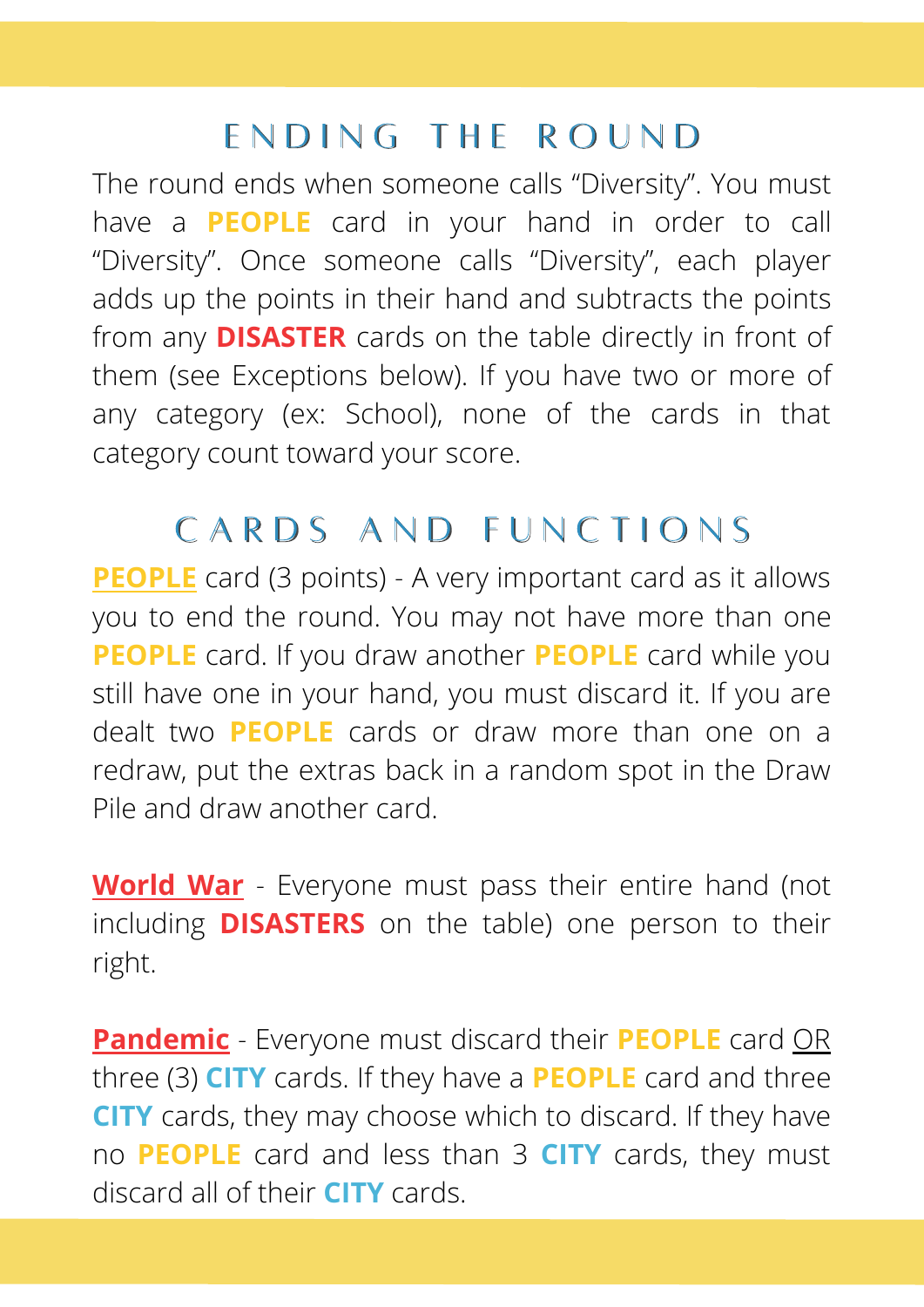## ENDING THE ROUND

The round ends when someone calls "Diversity". You must have a **PEOPLE** card in your hand in order to call "Diversity". Once someone calls "Diversity", each player adds up the points in their hand and subtracts the points from any **DISASTER** cards on the table directly in front of them (see Exceptions below). If you have two or more of any category (ex: School), none of the cards in that category count toward your score.

## CARDS AND FUNCTIONS

**PEOPLE** card (3 points) - A very important card as it allows you to end the round. You may not have more than one **PEOPLE** card. If you draw another **PEOPLE** card while you still have one in your hand, you must discard it. If you are dealt two **PEOPLE** cards or draw more than one on a redraw, put the extras back in a random spot in the Draw Pile and draw another card.

**World War** - Everyone must pass their entire hand (not including **DISASTERS** on the table) one person to their right.

**Pandemic** - Everyone must discard their **PEOPLE** card OR three (3) **CITY** cards. If they have a **PEOPLE** card and three **CITY** cards, they may choose which to discard. If they have no **PEOPLE** card and less than 3 **CITY** cards, they must discard all of their **CITY** cards.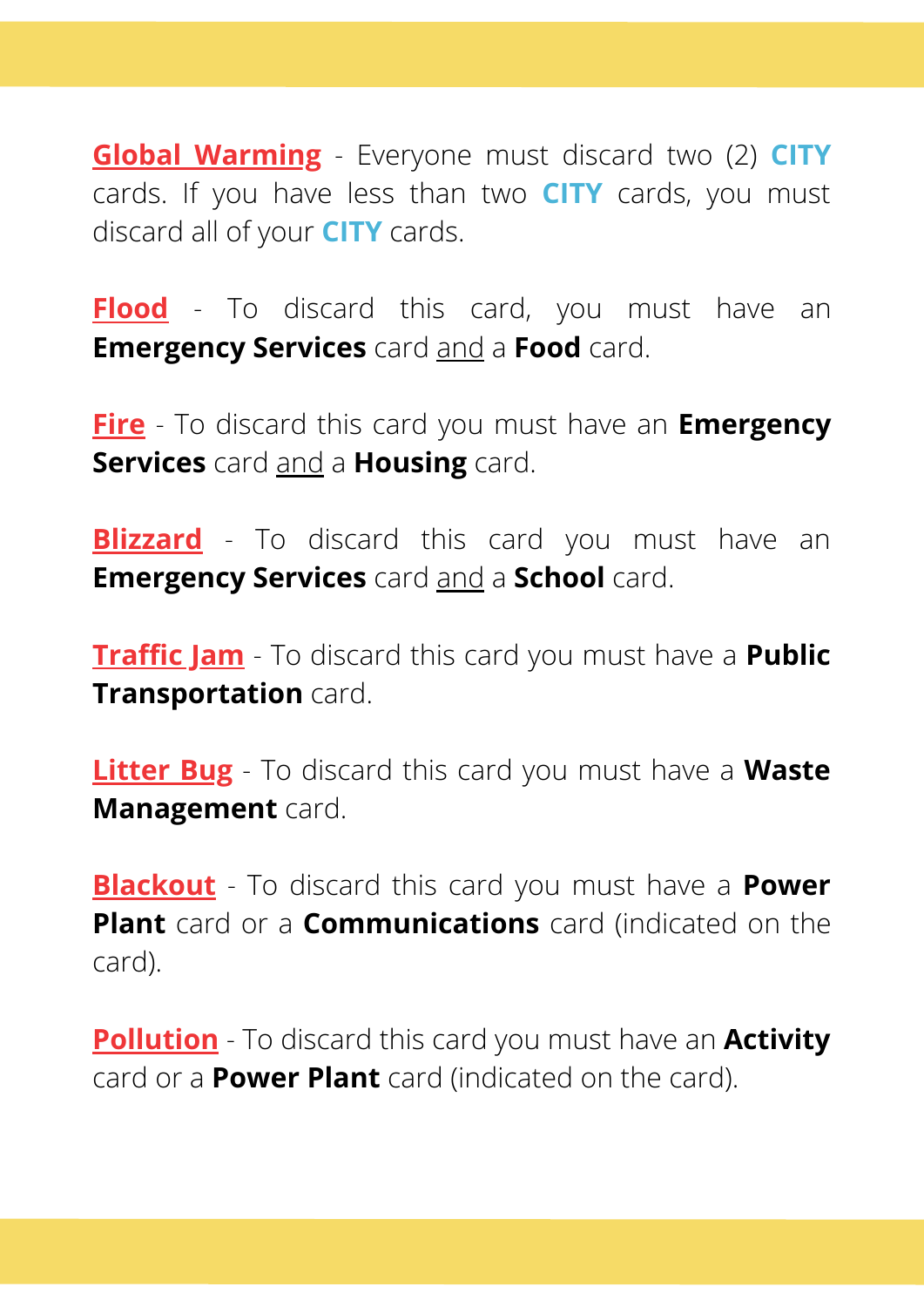**Global Warming** - Everyone must discard two (2) **CITY** cards. If you have less than two **CITY** cards, you must discard all of your **CITY** cards.

**Flood** - To discard this card, you must have an **Emergency Services** card and a **Food** card.

**Fire** - To discard this card you must have an **Emergency Services** card and a **Housing** card.

**Blizzard** - To discard this card you must have an **Emergency Services** card and a **School** card.

**Traffic Jam** - To discard this card you must have a **Public Transportation** card.

**Litter Bug** - To discard this card you must have a **Waste Management** card.

**Blackout** - To discard this card you must have a **Power Plant** card or a **Communications** card (indicated on the card).

**Pollution** - To discard this card you must have an **Activity** card or a **Power Plant** card (indicated on the card).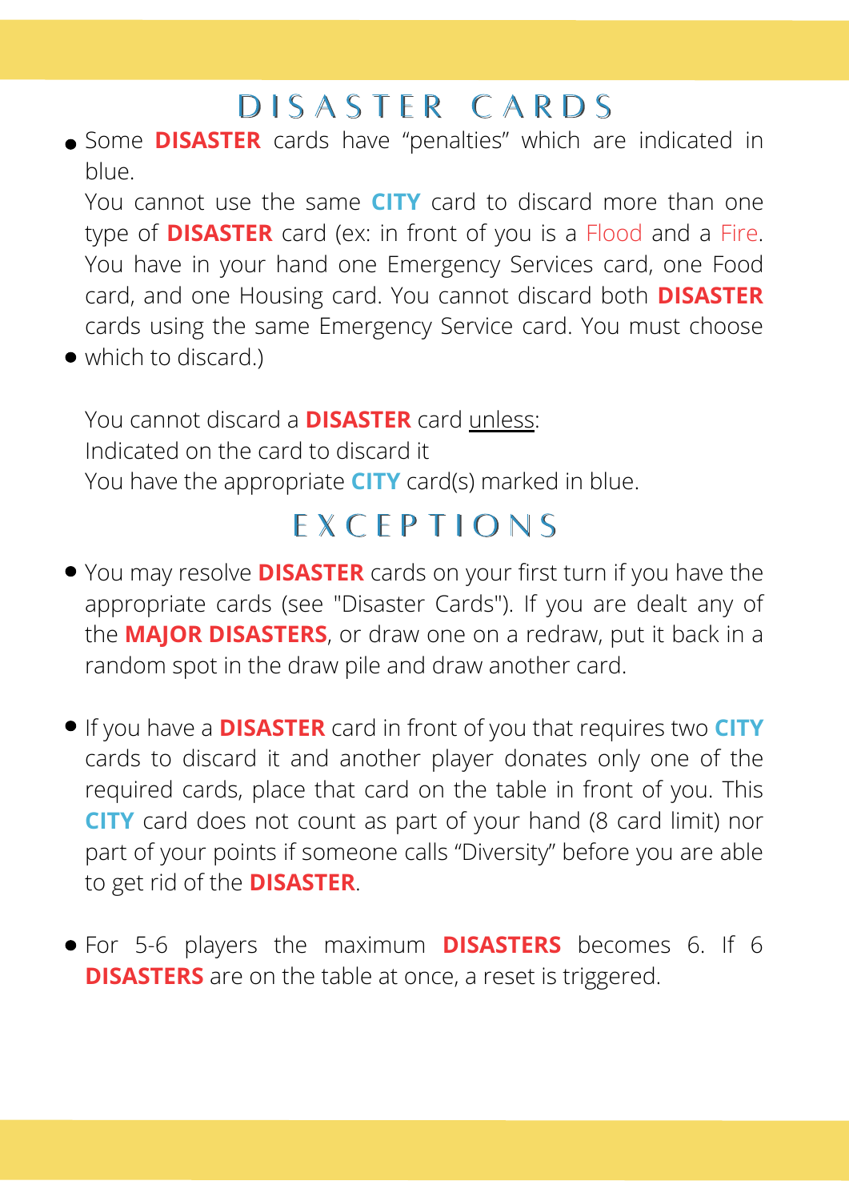# DISASTER CARDS

- Some **DISASTER** cards have "penalties" which are indicated in blue.

  You cannot use the same **CITY** card to discard more than one type of **DISASTER** card (ex: in front of you is a Flood and a Fire. You have in your hand one Emergency Services card, one Food card, and one Housing card. You cannot discard both **DISASTER** cards using the same Emergency Service card. You must choose which to discard.)

- You cannot discard a **DISASTER** card unless:

  Indicated on the card to discard it

  You have the appropriate **CITY** card(s) marked in blue.

# EXCEPTIONS

- You may resolve **DISASTER** cards on your first turn if you have the appropriate cards (see "Disaster Cards"). If you are dealt any of the **MAJOR DISASTERS**, or draw one on a redraw, put it back in a random spot in the draw pile and draw another card.

- If you have a **DISASTER** card in front of you that requires two **CITY** cards to discard it and another player donates only one of the required cards, place that card on the table in front of you. This **CITY** card does not count as part of your hand (8 card limit) nor part of your points if someone calls "Diversity" before you are able to get rid of the **DISASTER**.

- For 5-6 players the maximum **DISASTERS** becomes 6. If 6 **DISASTERS** are on the table at once, a reset is triggered.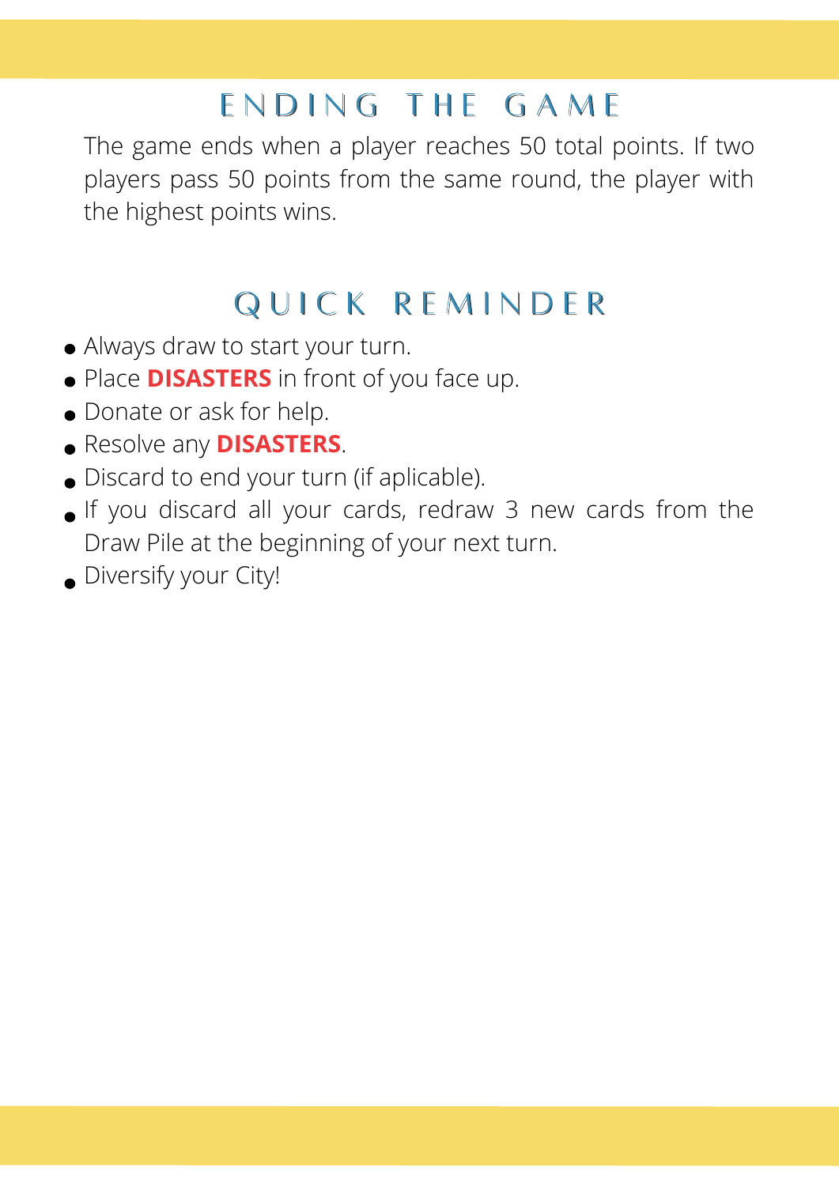## ENDING THE GAME

The game ends when a player reaches 50 total points. If two players pass 50 points from the same round, the player with the highest points wins.

## QUICK REMINDER

- Always draw to start your turn.
- Place **DISASTERS** in front of you face up.
- Donate or ask for help.
- Resolve any **DISASTERS**.
- Discard to end your turn (if aplicable).
- If you discard all your cards, redraw 3 new cards from the Draw Pile at the beginning of your next turn.
- Diversify your City!